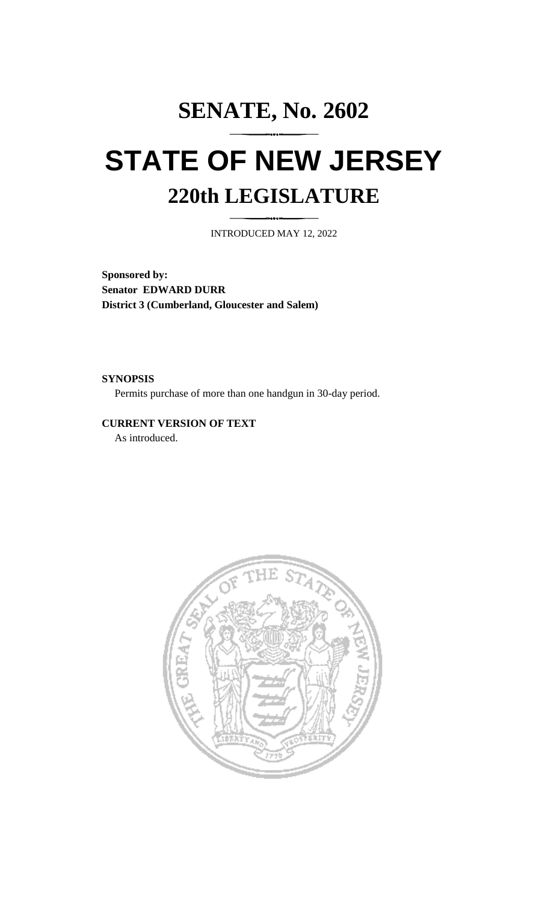# SENATE, No. 2602

# STATE OF NEW JERSEY

## 220th LEGISLATURE

INTRODUCED MAY 12, 2022

**Sponsored by:**
**Senator EDWARD DURR**
**District 3 (Cumberland, Gloucester and Salem)**

**SYNOPSIS**

Permits purchase of more than one handgun in 30-day period.

**CURRENT VERSION OF TEXT**

As introduced.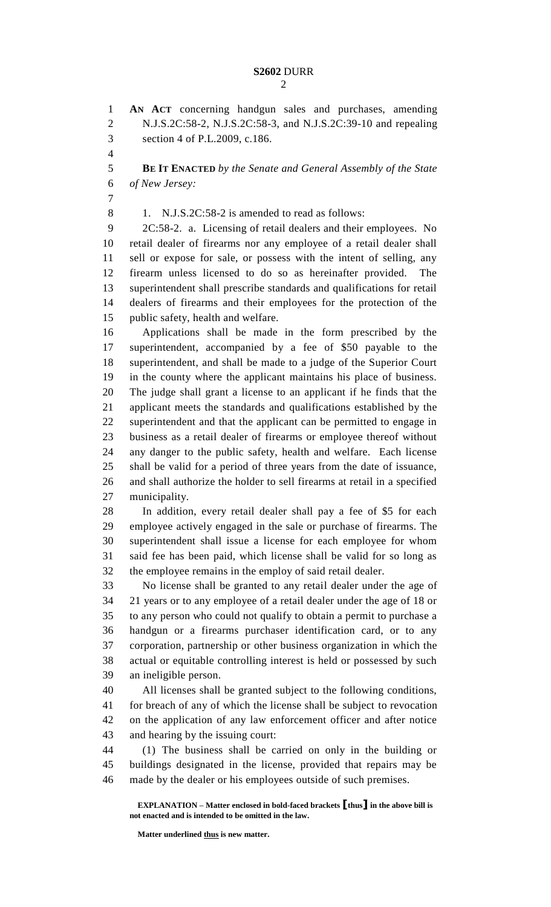**AN ACT** concerning handgun sales and purchases, amending N.J.S.2C:58-2, N.J.S.2C:58-3, and N.J.S.2C:39-10 and repealing section 4 of P.L.2009, c.186.

**BE IT ENACTED** *by the Senate and General Assembly of the State of New Jersey:*

1. N.J.S.2C:58-2 is amended to read as follows:

2C:58-2. a. Licensing of retail dealers and their employees. No retail dealer of firearms nor any employee of a retail dealer shall sell or expose for sale, or possess with the intent of selling, any firearm unless licensed to do so as hereinafter provided. The superintendent shall prescribe standards and qualifications for retail dealers of firearms and their employees for the protection of the public safety, health and welfare.

Applications shall be made in the form prescribed by the superintendent, accompanied by a fee of $50 payable to the superintendent, and shall be made to a judge of the Superior Court in the county where the applicant maintains his place of business. The judge shall grant a license to an applicant if he finds that the applicant meets the standards and qualifications established by the superintendent and that the applicant can be permitted to engage in business as a retail dealer of firearms or employee thereof without any danger to the public safety, health and welfare. Each license shall be valid for a period of three years from the date of issuance, and shall authorize the holder to sell firearms at retail in a specified municipality.

In addition, every retail dealer shall pay a fee of $5 for each employee actively engaged in the sale or purchase of firearms. The superintendent shall issue a license for each employee for whom said fee has been paid, which license shall be valid for so long as the employee remains in the employ of said retail dealer.

No license shall be granted to any retail dealer under the age of 21 years or to any employee of a retail dealer under the age of 18 or to any person who could not qualify to obtain a permit to purchase a handgun or a firearms purchaser identification card, or to any corporation, partnership or other business organization in which the actual or equitable controlling interest is held or possessed by such an ineligible person.

All licenses shall be granted subject to the following conditions, for breach of any of which the license shall be subject to revocation on the application of any law enforcement officer and after notice and hearing by the issuing court:

(1) The business shall be carried on only in the building or buildings designated in the license, provided that repairs may be made by the dealer or his employees outside of such premises.

**EXPLANATION – Matter enclosed in bold-faced brackets [thus] in the above bill is not enacted and is intended to be omitted in the law.**

**Matter underlined thus is new matter.**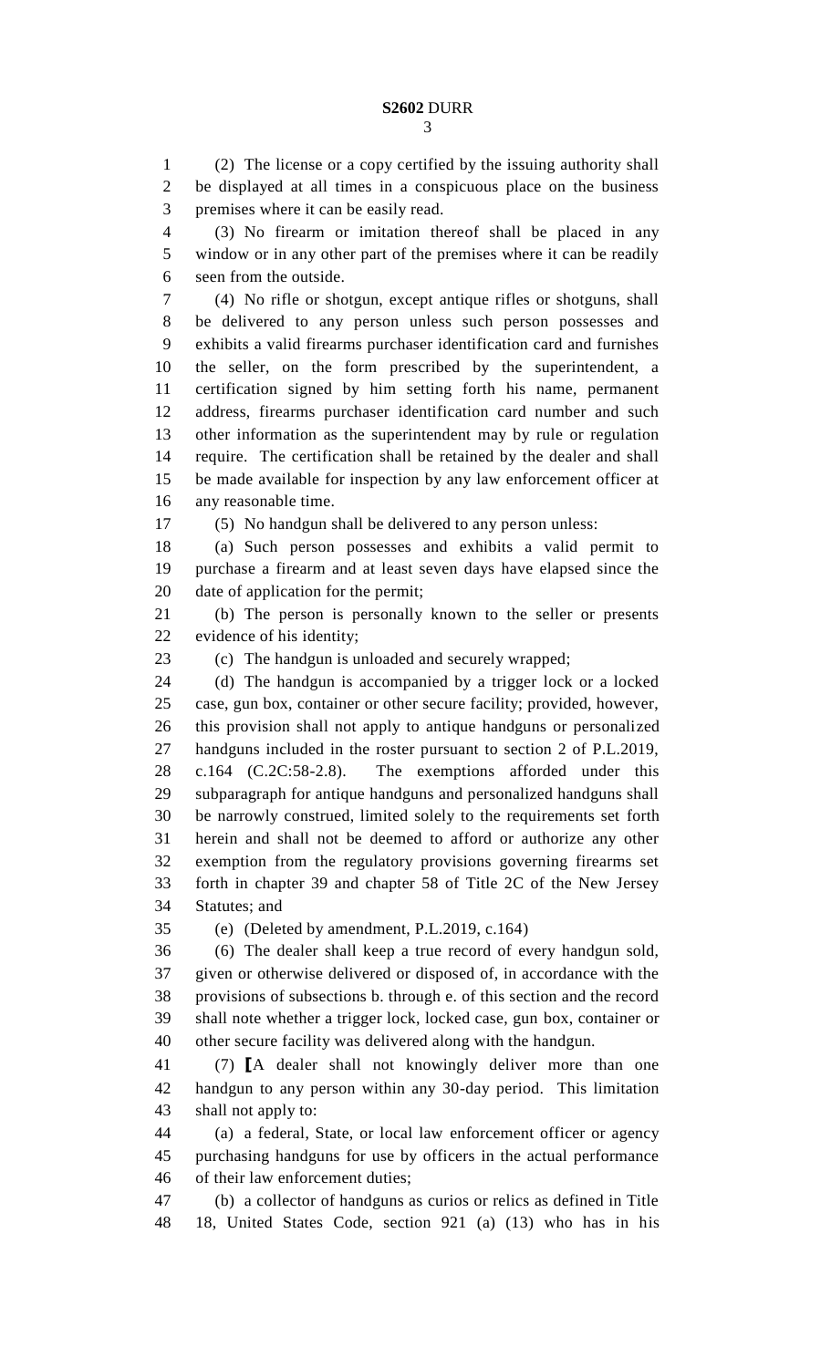(2) The license or a copy certified by the issuing authority shall be displayed at all times in a conspicuous place on the business premises where it can be easily read.

(3) No firearm or imitation thereof shall be placed in any window or in any other part of the premises where it can be readily seen from the outside.

(4) No rifle or shotgun, except antique rifles or shotguns, shall be delivered to any person unless such person possesses and exhibits a valid firearms purchaser identification card and furnishes the seller, on the form prescribed by the superintendent, a certification signed by him setting forth his name, permanent address, firearms purchaser identification card number and such other information as the superintendent may by rule or regulation require. The certification shall be retained by the dealer and shall be made available for inspection by any law enforcement officer at any reasonable time.

(5) No handgun shall be delivered to any person unless:

(a) Such person possesses and exhibits a valid permit to purchase a firearm and at least seven days have elapsed since the date of application for the permit;

(b) The person is personally known to the seller or presents evidence of his identity;

(c) The handgun is unloaded and securely wrapped;

(d) The handgun is accompanied by a trigger lock or a locked case, gun box, container or other secure facility; provided, however, this provision shall not apply to antique handguns or personalized handguns included in the roster pursuant to section 2 of P.L.2019, c.164 (C.2C:58-2.8). The exemptions afforded under this subparagraph for antique handguns and personalized handguns shall be narrowly construed, limited solely to the requirements set forth herein and shall not be deemed to afford or authorize any other exemption from the regulatory provisions governing firearms set forth in chapter 39 and chapter 58 of Title 2C of the New Jersey Statutes; and

(e) (Deleted by amendment, P.L.2019, c.164)

(6) The dealer shall keep a true record of every handgun sold, given or otherwise delivered or disposed of, in accordance with the provisions of subsections b. through e. of this section and the record shall note whether a trigger lock, locked case, gun box, container or other secure facility was delivered along with the handgun.

(7) ⟦A dealer shall not knowingly deliver more than one handgun to any person within any 30-day period. This limitation shall not apply to:

(a) a federal, State, or local law enforcement officer or agency purchasing handguns for use by officers in the actual performance of their law enforcement duties;

(b) a collector of handguns as curios or relics as defined in Title 18, United States Code, section 921 (a) (13) who has in his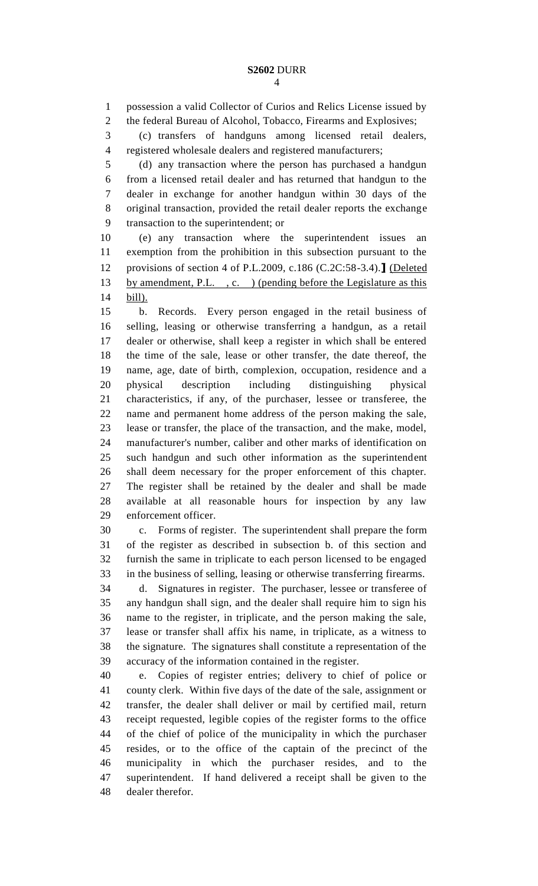possession a valid Collector of Curios and Relics License issued by the federal Bureau of Alcohol, Tobacco, Firearms and Explosives;

(c) transfers of handguns among licensed retail dealers, registered wholesale dealers and registered manufacturers;

(d) any transaction where the person has purchased a handgun from a licensed retail dealer and has returned that handgun to the dealer in exchange for another handgun within 30 days of the original transaction, provided the retail dealer reports the exchange transaction to the superintendent; or

(e) any transaction where the superintendent issues an exemption from the prohibition in this subsection pursuant to the provisions of section 4 of P.L.2009, c.186 (C.2C:58-3.4).] <u>(Deleted by amendment, P.L. , c. ) (pending before the Legislature as this bill).</u>

b. Records. Every person engaged in the retail business of selling, leasing or otherwise transferring a handgun, as a retail dealer or otherwise, shall keep a register in which shall be entered the time of the sale, lease or other transfer, the date thereof, the name, age, date of birth, complexion, occupation, residence and a physical description including distinguishing physical characteristics, if any, of the purchaser, lessee or transferee, the name and permanent home address of the person making the sale, lease or transfer, the place of the transaction, and the make, model, manufacturer's number, caliber and other marks of identification on such handgun and such other information as the superintendent shall deem necessary for the proper enforcement of this chapter. The register shall be retained by the dealer and shall be made available at all reasonable hours for inspection by any law enforcement officer.

c. Forms of register. The superintendent shall prepare the form of the register as described in subsection b. of this section and furnish the same in triplicate to each person licensed to be engaged in the business of selling, leasing or otherwise transferring firearms.

d. Signatures in register. The purchaser, lessee or transferee of any handgun shall sign, and the dealer shall require him to sign his name to the register, in triplicate, and the person making the sale, lease or transfer shall affix his name, in triplicate, as a witness to the signature. The signatures shall constitute a representation of the accuracy of the information contained in the register.

e. Copies of register entries; delivery to chief of police or county clerk. Within five days of the date of the sale, assignment or transfer, the dealer shall deliver or mail by certified mail, return receipt requested, legible copies of the register forms to the office of the chief of police of the municipality in which the purchaser resides, or to the office of the captain of the precinct of the municipality in which the purchaser resides, and to the superintendent. If hand delivered a receipt shall be given to the dealer therefor.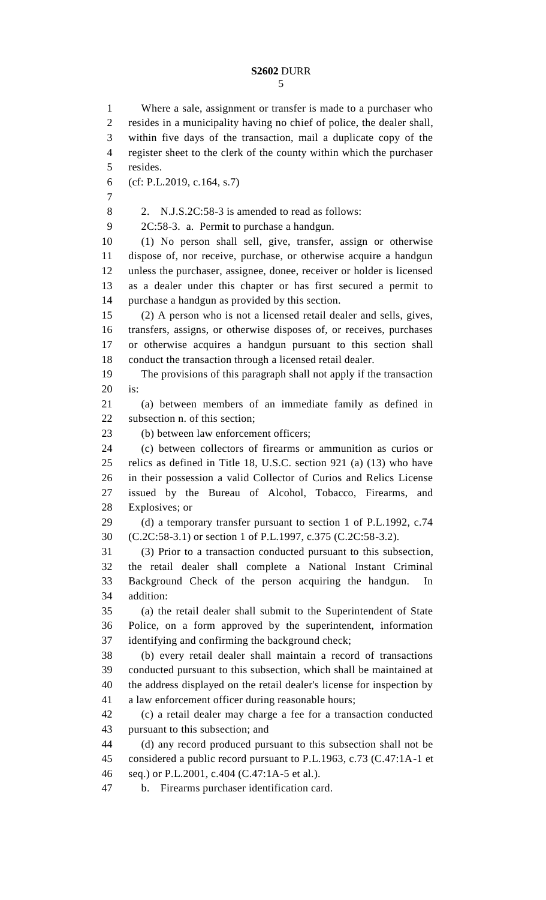Where a sale, assignment or transfer is made to a purchaser who resides in a municipality having no chief of police, the dealer shall, within five days of the transaction, mail a duplicate copy of the register sheet to the clerk of the county within which the purchaser resides.

(cf: P.L.2019, c.164, s.7)

2. N.J.S.2C:58-3 is amended to read as follows:

2C:58-3. a. Permit to purchase a handgun.

(1) No person shall sell, give, transfer, assign or otherwise dispose of, nor receive, purchase, or otherwise acquire a handgun unless the purchaser, assignee, donee, receiver or holder is licensed as a dealer under this chapter or has first secured a permit to purchase a handgun as provided by this section.

(2) A person who is not a licensed retail dealer and sells, gives, transfers, assigns, or otherwise disposes of, or receives, purchases or otherwise acquires a handgun pursuant to this section shall conduct the transaction through a licensed retail dealer.

The provisions of this paragraph shall not apply if the transaction is:

(a) between members of an immediate family as defined in subsection n. of this section;

(b) between law enforcement officers;

(c) between collectors of firearms or ammunition as curios or relics as defined in Title 18, U.S.C. section 921 (a) (13) who have in their possession a valid Collector of Curios and Relics License issued by the Bureau of Alcohol, Tobacco, Firearms, and Explosives; or

(d) a temporary transfer pursuant to section 1 of P.L.1992, c.74 (C.2C:58-3.1) or section 1 of P.L.1997, c.375 (C.2C:58-3.2).

(3) Prior to a transaction conducted pursuant to this subsection, the retail dealer shall complete a National Instant Criminal Background Check of the person acquiring the handgun. In addition:

(a) the retail dealer shall submit to the Superintendent of State Police, on a form approved by the superintendent, information identifying and confirming the background check;

(b) every retail dealer shall maintain a record of transactions conducted pursuant to this subsection, which shall be maintained at the address displayed on the retail dealer's license for inspection by a law enforcement officer during reasonable hours;

(c) a retail dealer may charge a fee for a transaction conducted pursuant to this subsection; and

(d) any record produced pursuant to this subsection shall not be considered a public record pursuant to P.L.1963, c.73 (C.47:1A-1 et seq.) or P.L.2001, c.404 (C.47:1A-5 et al.).

b. Firearms purchaser identification card.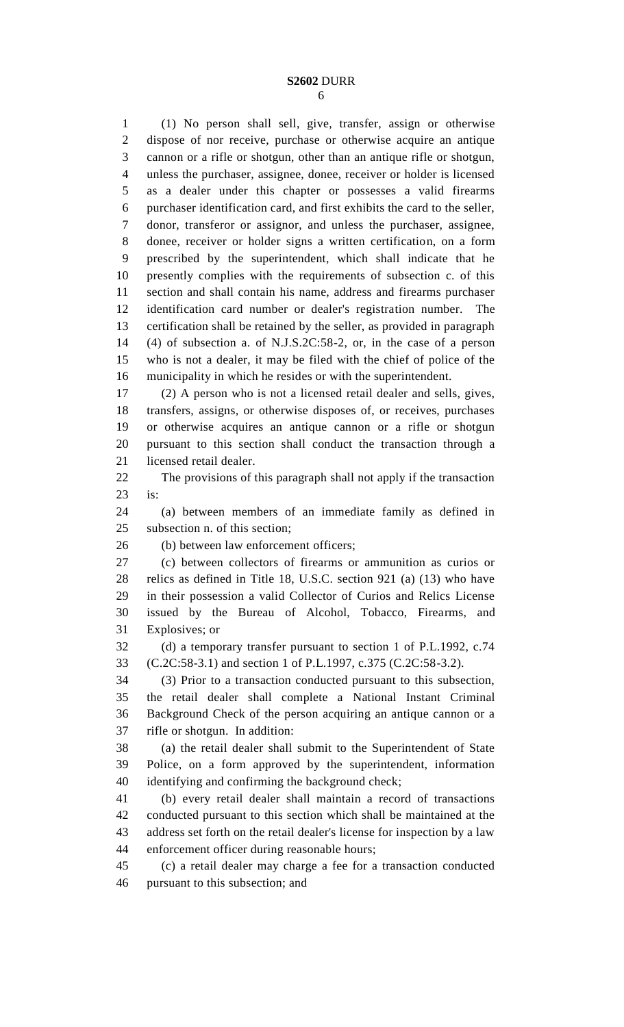(1) No person shall sell, give, transfer, assign or otherwise dispose of nor receive, purchase or otherwise acquire an antique cannon or a rifle or shotgun, other than an antique rifle or shotgun, unless the purchaser, assignee, donee, receiver or holder is licensed as a dealer under this chapter or possesses a valid firearms purchaser identification card, and first exhibits the card to the seller, donor, transferor or assignor, and unless the purchaser, assignee, donee, receiver or holder signs a written certification, on a form prescribed by the superintendent, which shall indicate that he presently complies with the requirements of subsection c. of this section and shall contain his name, address and firearms purchaser identification card number or dealer's registration number. The certification shall be retained by the seller, as provided in paragraph (4) of subsection a. of N.J.S.2C:58-2, or, in the case of a person who is not a dealer, it may be filed with the chief of police of the municipality in which he resides or with the superintendent.

(2) A person who is not a licensed retail dealer and sells, gives, transfers, assigns, or otherwise disposes of, or receives, purchases or otherwise acquires an antique cannon or a rifle or shotgun pursuant to this section shall conduct the transaction through a licensed retail dealer.

The provisions of this paragraph shall not apply if the transaction is:

(a) between members of an immediate family as defined in subsection n. of this section;

(b) between law enforcement officers;

(c) between collectors of firearms or ammunition as curios or relics as defined in Title 18, U.S.C. section 921 (a) (13) who have in their possession a valid Collector of Curios and Relics License issued by the Bureau of Alcohol, Tobacco, Firearms, and Explosives; or

(d) a temporary transfer pursuant to section 1 of P.L.1992, c.74 (C.2C:58-3.1) and section 1 of P.L.1997, c.375 (C.2C:58-3.2).

(3) Prior to a transaction conducted pursuant to this subsection, the retail dealer shall complete a National Instant Criminal Background Check of the person acquiring an antique cannon or a rifle or shotgun. In addition:

(a) the retail dealer shall submit to the Superintendent of State Police, on a form approved by the superintendent, information identifying and confirming the background check;

(b) every retail dealer shall maintain a record of transactions conducted pursuant to this section which shall be maintained at the address set forth on the retail dealer's license for inspection by a law enforcement officer during reasonable hours;

(c) a retail dealer may charge a fee for a transaction conducted pursuant to this subsection; and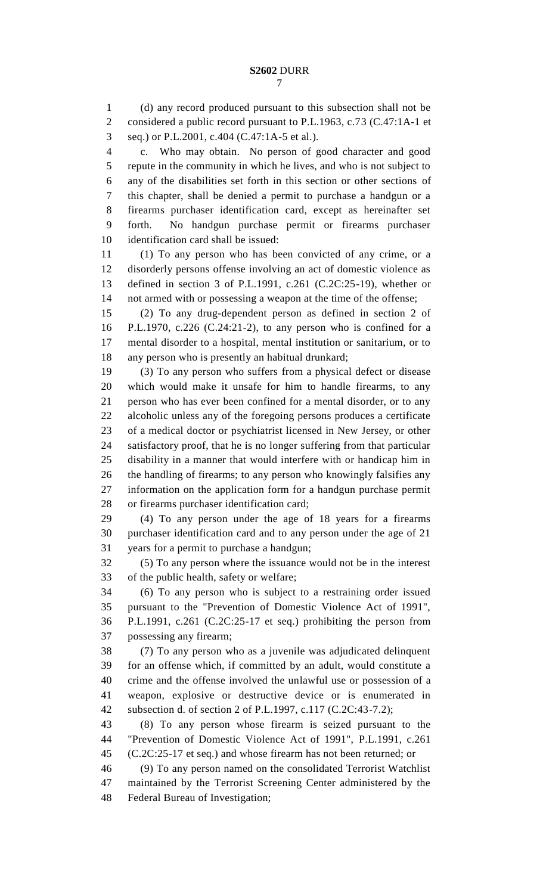(d) any record produced pursuant to this subsection shall not be considered a public record pursuant to P.L.1963, c.73 (C.47:1A-1 et seq.) or P.L.2001, c.404 (C.47:1A-5 et al.).

c. Who may obtain. No person of good character and good repute in the community in which he lives, and who is not subject to any of the disabilities set forth in this section or other sections of this chapter, shall be denied a permit to purchase a handgun or a firearms purchaser identification card, except as hereinafter set forth. No handgun purchase permit or firearms purchaser identification card shall be issued:

(1) To any person who has been convicted of any crime, or a disorderly persons offense involving an act of domestic violence as defined in section 3 of P.L.1991, c.261 (C.2C:25-19), whether or not armed with or possessing a weapon at the time of the offense;

(2) To any drug-dependent person as defined in section 2 of P.L.1970, c.226 (C.24:21-2), to any person who is confined for a mental disorder to a hospital, mental institution or sanitarium, or to any person who is presently an habitual drunkard;

(3) To any person who suffers from a physical defect or disease which would make it unsafe for him to handle firearms, to any person who has ever been confined for a mental disorder, or to any alcoholic unless any of the foregoing persons produces a certificate of a medical doctor or psychiatrist licensed in New Jersey, or other satisfactory proof, that he is no longer suffering from that particular disability in a manner that would interfere with or handicap him in the handling of firearms; to any person who knowingly falsifies any information on the application form for a handgun purchase permit or firearms purchaser identification card;

(4) To any person under the age of 18 years for a firearms purchaser identification card and to any person under the age of 21 years for a permit to purchase a handgun;

(5) To any person where the issuance would not be in the interest of the public health, safety or welfare;

(6) To any person who is subject to a restraining order issued pursuant to the "Prevention of Domestic Violence Act of 1991", P.L.1991, c.261 (C.2C:25-17 et seq.) prohibiting the person from possessing any firearm;

(7) To any person who as a juvenile was adjudicated delinquent for an offense which, if committed by an adult, would constitute a crime and the offense involved the unlawful use or possession of a weapon, explosive or destructive device or is enumerated in subsection d. of section 2 of P.L.1997, c.117 (C.2C:43-7.2);

(8) To any person whose firearm is seized pursuant to the "Prevention of Domestic Violence Act of 1991", P.L.1991, c.261 (C.2C:25-17 et seq.) and whose firearm has not been returned; or

(9) To any person named on the consolidated Terrorist Watchlist maintained by the Terrorist Screening Center administered by the Federal Bureau of Investigation;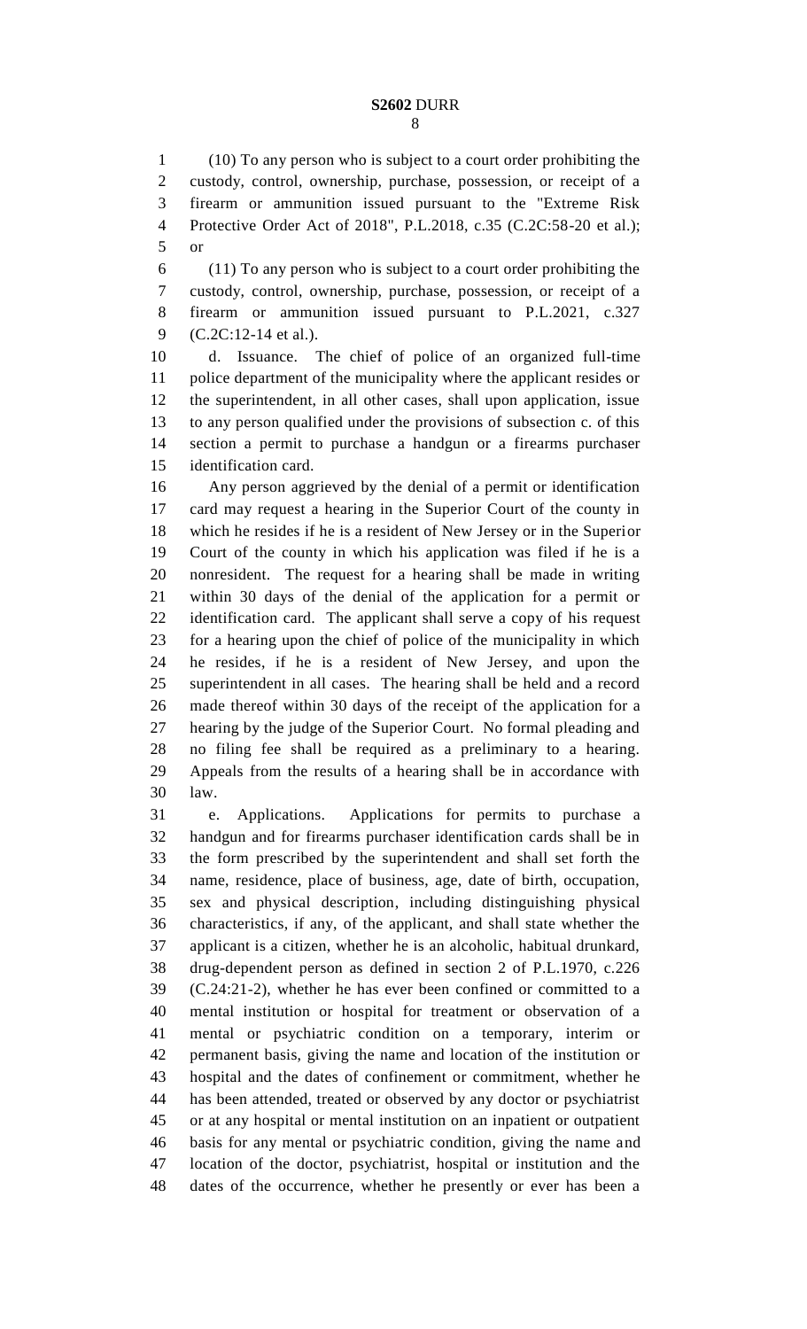(10) To any person who is subject to a court order prohibiting the custody, control, ownership, purchase, possession, or receipt of a firearm or ammunition issued pursuant to the "Extreme Risk Protective Order Act of 2018", P.L.2018, c.35 (C.2C:58-20 et al.); or

(11) To any person who is subject to a court order prohibiting the custody, control, ownership, purchase, possession, or receipt of a firearm or ammunition issued pursuant to P.L.2021, c.327 (C.2C:12-14 et al.).

d. Issuance. The chief of police of an organized full-time police department of the municipality where the applicant resides or the superintendent, in all other cases, shall upon application, issue to any person qualified under the provisions of subsection c. of this section a permit to purchase a handgun or a firearms purchaser identification card.

Any person aggrieved by the denial of a permit or identification card may request a hearing in the Superior Court of the county in which he resides if he is a resident of New Jersey or in the Superior Court of the county in which his application was filed if he is a nonresident. The request for a hearing shall be made in writing within 30 days of the denial of the application for a permit or identification card. The applicant shall serve a copy of his request for a hearing upon the chief of police of the municipality in which he resides, if he is a resident of New Jersey, and upon the superintendent in all cases. The hearing shall be held and a record made thereof within 30 days of the receipt of the application for a hearing by the judge of the Superior Court. No formal pleading and no filing fee shall be required as a preliminary to a hearing. Appeals from the results of a hearing shall be in accordance with law.

e. Applications. Applications for permits to purchase a handgun and for firearms purchaser identification cards shall be in the form prescribed by the superintendent and shall set forth the name, residence, place of business, age, date of birth, occupation, sex and physical description, including distinguishing physical characteristics, if any, of the applicant, and shall state whether the applicant is a citizen, whether he is an alcoholic, habitual drunkard, drug-dependent person as defined in section 2 of P.L.1970, c.226 (C.24:21-2), whether he has ever been confined or committed to a mental institution or hospital for treatment or observation of a mental or psychiatric condition on a temporary, interim or permanent basis, giving the name and location of the institution or hospital and the dates of confinement or commitment, whether he has been attended, treated or observed by any doctor or psychiatrist or at any hospital or mental institution on an inpatient or outpatient basis for any mental or psychiatric condition, giving the name and location of the doctor, psychiatrist, hospital or institution and the dates of the occurrence, whether he presently or ever has been a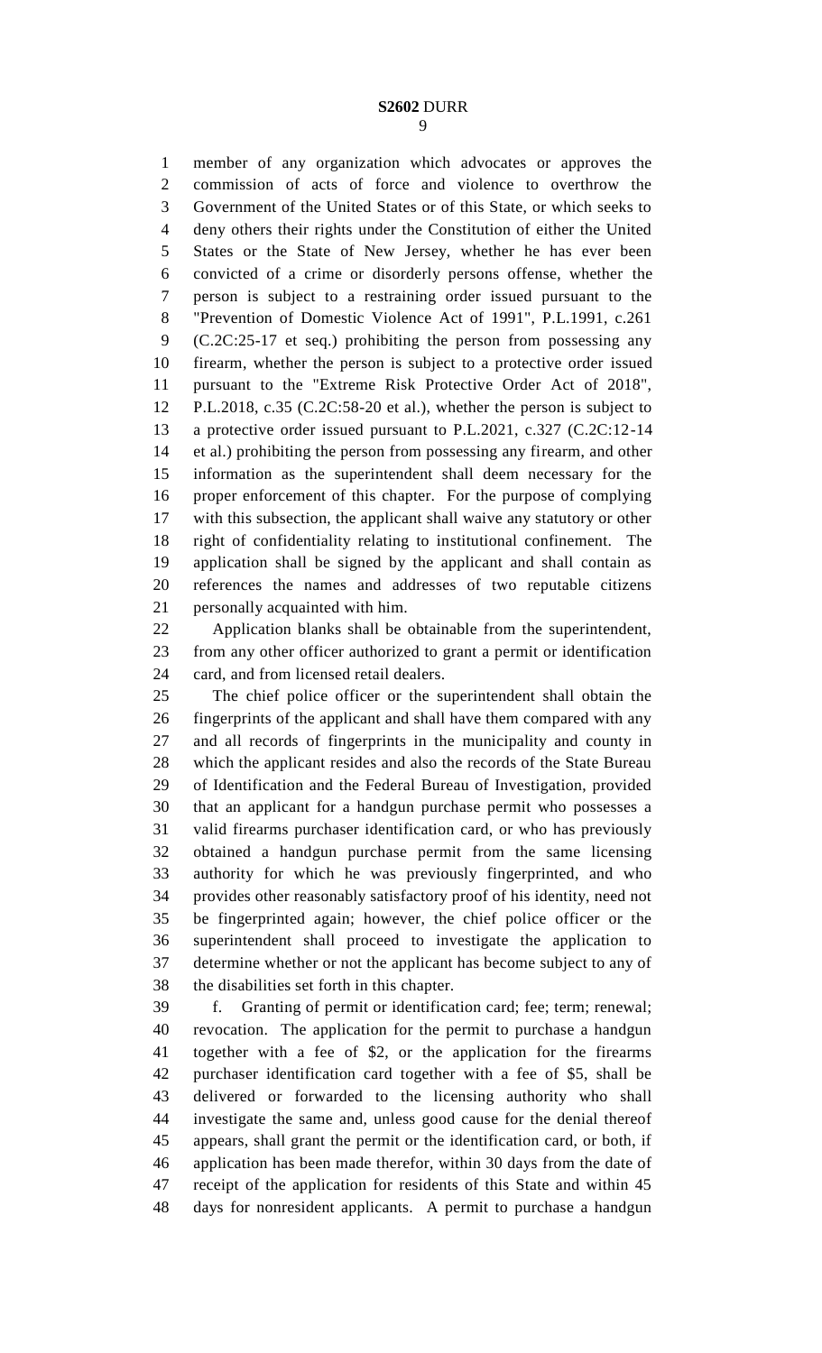member of any organization which advocates or approves the commission of acts of force and violence to overthrow the Government of the United States or of this State, or which seeks to deny others their rights under the Constitution of either the United States or the State of New Jersey, whether he has ever been convicted of a crime or disorderly persons offense, whether the person is subject to a restraining order issued pursuant to the "Prevention of Domestic Violence Act of 1991", P.L.1991, c.261 (C.2C:25-17 et seq.) prohibiting the person from possessing any firearm, whether the person is subject to a protective order issued pursuant to the "Extreme Risk Protective Order Act of 2018", P.L.2018, c.35 (C.2C:58-20 et al.), whether the person is subject to a protective order issued pursuant to P.L.2021, c.327 (C.2C:12-14 et al.) prohibiting the person from possessing any firearm, and other information as the superintendent shall deem necessary for the proper enforcement of this chapter. For the purpose of complying with this subsection, the applicant shall waive any statutory or other right of confidentiality relating to institutional confinement. The application shall be signed by the applicant and shall contain as references the names and addresses of two reputable citizens personally acquainted with him.

Application blanks shall be obtainable from the superintendent, from any other officer authorized to grant a permit or identification card, and from licensed retail dealers.

The chief police officer or the superintendent shall obtain the fingerprints of the applicant and shall have them compared with any and all records of fingerprints in the municipality and county in which the applicant resides and also the records of the State Bureau of Identification and the Federal Bureau of Investigation, provided that an applicant for a handgun purchase permit who possesses a valid firearms purchaser identification card, or who has previously obtained a handgun purchase permit from the same licensing authority for which he was previously fingerprinted, and who provides other reasonably satisfactory proof of his identity, need not be fingerprinted again; however, the chief police officer or the superintendent shall proceed to investigate the application to determine whether or not the applicant has become subject to any of the disabilities set forth in this chapter.

f. Granting of permit or identification card; fee; term; renewal; revocation. The application for the permit to purchase a handgun together with a fee of $2, or the application for the firearms purchaser identification card together with a fee of $5, shall be delivered or forwarded to the licensing authority who shall investigate the same and, unless good cause for the denial thereof appears, shall grant the permit or the identification card, or both, if application has been made therefor, within 30 days from the date of receipt of the application for residents of this State and within 45 days for nonresident applicants. A permit to purchase a handgun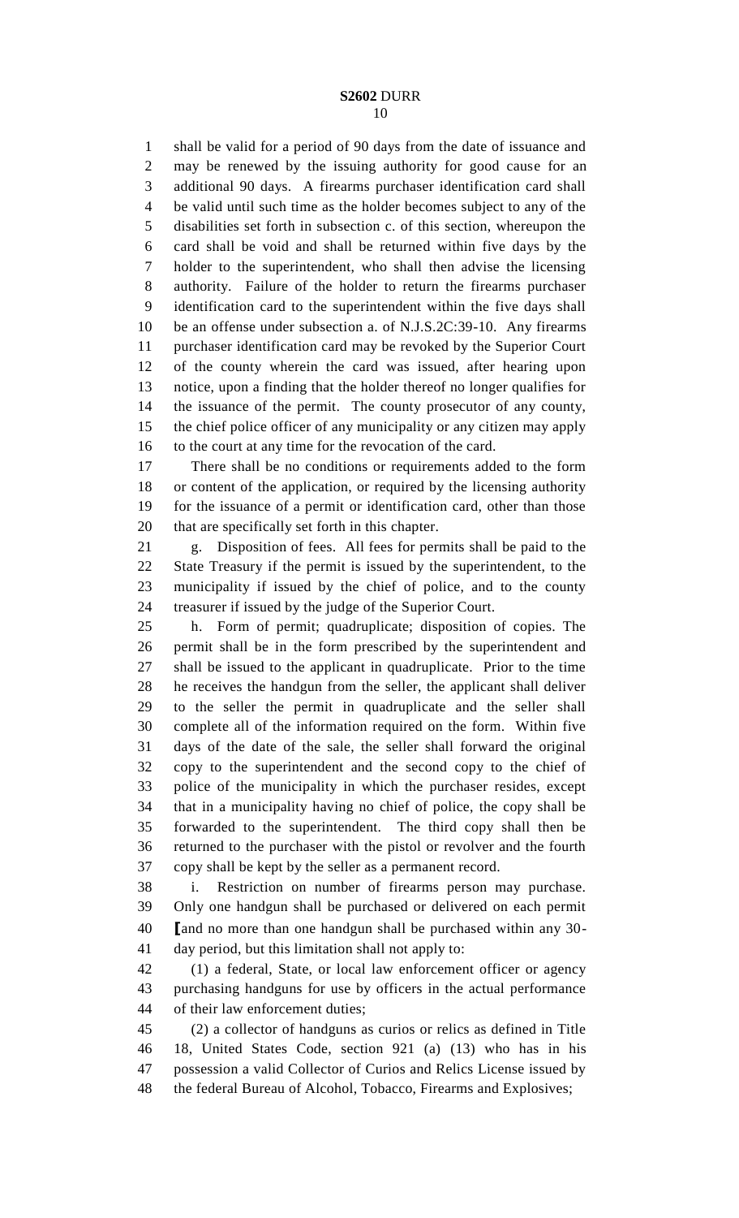shall be valid for a period of 90 days from the date of issuance and may be renewed by the issuing authority for good cause for an additional 90 days. A firearms purchaser identification card shall be valid until such time as the holder becomes subject to any of the disabilities set forth in subsection c. of this section, whereupon the card shall be void and shall be returned within five days by the holder to the superintendent, who shall then advise the licensing authority. Failure of the holder to return the firearms purchaser identification card to the superintendent within the five days shall be an offense under subsection a. of N.J.S.2C:39-10. Any firearms purchaser identification card may be revoked by the Superior Court of the county wherein the card was issued, after hearing upon notice, upon a finding that the holder thereof no longer qualifies for the issuance of the permit. The county prosecutor of any county, the chief police officer of any municipality or any citizen may apply to the court at any time for the revocation of the card.

There shall be no conditions or requirements added to the form or content of the application, or required by the licensing authority for the issuance of a permit or identification card, other than those that are specifically set forth in this chapter.

g. Disposition of fees. All fees for permits shall be paid to the State Treasury if the permit is issued by the superintendent, to the municipality if issued by the chief of police, and to the county treasurer if issued by the judge of the Superior Court.

h. Form of permit; quadruplicate; disposition of copies. The permit shall be in the form prescribed by the superintendent and shall be issued to the applicant in quadruplicate. Prior to the time he receives the handgun from the seller, the applicant shall deliver to the seller the permit in quadruplicate and the seller shall complete all of the information required on the form. Within five days of the date of the sale, the seller shall forward the original copy to the superintendent and the second copy to the chief of police of the municipality in which the purchaser resides, except that in a municipality having no chief of police, the copy shall be forwarded to the superintendent. The third copy shall then be returned to the purchaser with the pistol or revolver and the fourth copy shall be kept by the seller as a permanent record.

i. Restriction on number of firearms person may purchase. Only one handgun shall be purchased or delivered on each permit [and no more than one handgun shall be purchased within any 30-day period, but this limitation shall not apply to:

(1) a federal, State, or local law enforcement officer or agency purchasing handguns for use by officers in the actual performance of their law enforcement duties;

(2) a collector of handguns as curios or relics as defined in Title 18, United States Code, section 921 (a) (13) who has in his possession a valid Collector of Curios and Relics License issued by the federal Bureau of Alcohol, Tobacco, Firearms and Explosives;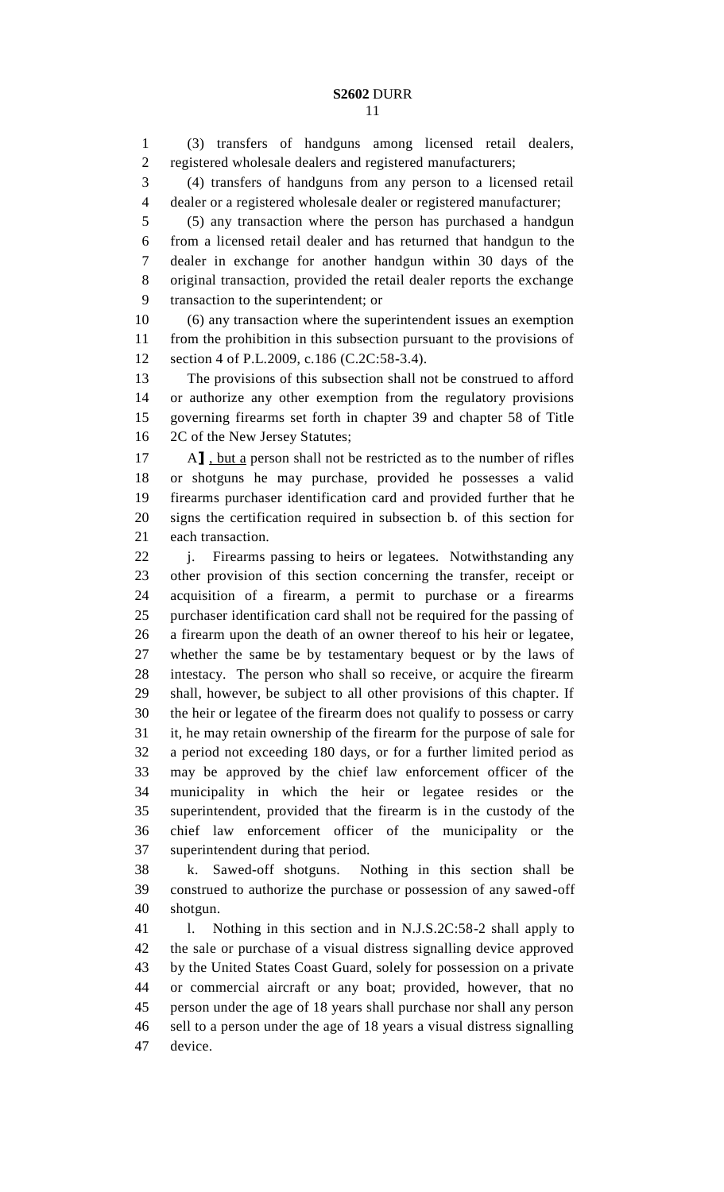(3) transfers of handguns among licensed retail dealers, registered wholesale dealers and registered manufacturers;

(4) transfers of handguns from any person to a licensed retail dealer or a registered wholesale dealer or registered manufacturer;

(5) any transaction where the person has purchased a handgun from a licensed retail dealer and has returned that handgun to the dealer in exchange for another handgun within 30 days of the original transaction, provided the retail dealer reports the exchange transaction to the superintendent; or

(6) any transaction where the superintendent issues an exemption from the prohibition in this subsection pursuant to the provisions of section 4 of P.L.2009, c.186 (C.2C:58-3.4).

The provisions of this subsection shall not be construed to afford or authorize any other exemption from the regulatory provisions governing firearms set forth in chapter 39 and chapter 58 of Title 2C of the New Jersey Statutes;

A】, but a person shall not be restricted as to the number of rifles or shotguns he may purchase, provided he possesses a valid firearms purchaser identification card and provided further that he signs the certification required in subsection b. of this section for each transaction.

j. Firearms passing to heirs or legatees. Notwithstanding any other provision of this section concerning the transfer, receipt or acquisition of a firearm, a permit to purchase or a firearms purchaser identification card shall not be required for the passing of a firearm upon the death of an owner thereof to his heir or legatee, whether the same be by testamentary bequest or by the laws of intestacy. The person who shall so receive, or acquire the firearm shall, however, be subject to all other provisions of this chapter. If the heir or legatee of the firearm does not qualify to possess or carry it, he may retain ownership of the firearm for the purpose of sale for a period not exceeding 180 days, or for a further limited period as may be approved by the chief law enforcement officer of the municipality in which the heir or legatee resides or the superintendent, provided that the firearm is in the custody of the chief law enforcement officer of the municipality or the superintendent during that period.

k. Sawed-off shotguns. Nothing in this section shall be construed to authorize the purchase or possession of any sawed-off shotgun.

l. Nothing in this section and in N.J.S.2C:58-2 shall apply to the sale or purchase of a visual distress signalling device approved by the United States Coast Guard, solely for possession on a private or commercial aircraft or any boat; provided, however, that no person under the age of 18 years shall purchase nor shall any person sell to a person under the age of 18 years a visual distress signalling device.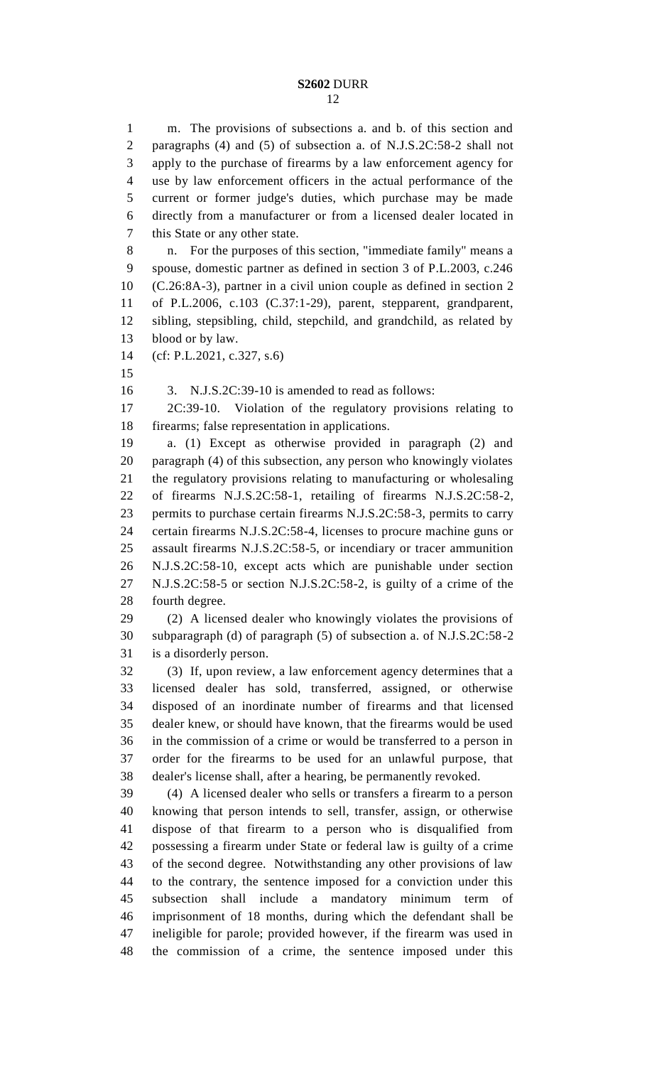m. The provisions of subsections a. and b. of this section and paragraphs (4) and (5) of subsection a. of N.J.S.2C:58-2 shall not apply to the purchase of firearms by a law enforcement agency for use by law enforcement officers in the actual performance of the current or former judge's duties, which purchase may be made directly from a manufacturer or from a licensed dealer located in this State or any other state.

n. For the purposes of this section, "immediate family" means a spouse, domestic partner as defined in section 3 of P.L.2003, c.246 (C.26:8A-3), partner in a civil union couple as defined in section 2 of P.L.2006, c.103 (C.37:1-29), parent, stepparent, grandparent, sibling, stepsibling, child, stepchild, and grandchild, as related by blood or by law.

(cf: P.L.2021, c.327, s.6)

3. N.J.S.2C:39-10 is amended to read as follows:

2C:39-10. Violation of the regulatory provisions relating to firearms; false representation in applications.

a. (1) Except as otherwise provided in paragraph (2) and paragraph (4) of this subsection, any person who knowingly violates the regulatory provisions relating to manufacturing or wholesaling of firearms N.J.S.2C:58-1, retailing of firearms N.J.S.2C:58-2, permits to purchase certain firearms N.J.S.2C:58-3, permits to carry certain firearms N.J.S.2C:58-4, licenses to procure machine guns or assault firearms N.J.S.2C:58-5, or incendiary or tracer ammunition N.J.S.2C:58-10, except acts which are punishable under section N.J.S.2C:58-5 or section N.J.S.2C:58-2, is guilty of a crime of the fourth degree.

(2) A licensed dealer who knowingly violates the provisions of subparagraph (d) of paragraph (5) of subsection a. of N.J.S.2C:58-2 is a disorderly person.

(3) If, upon review, a law enforcement agency determines that a licensed dealer has sold, transferred, assigned, or otherwise disposed of an inordinate number of firearms and that licensed dealer knew, or should have known, that the firearms would be used in the commission of a crime or would be transferred to a person in order for the firearms to be used for an unlawful purpose, that dealer's license shall, after a hearing, be permanently revoked.

(4) A licensed dealer who sells or transfers a firearm to a person knowing that person intends to sell, transfer, assign, or otherwise dispose of that firearm to a person who is disqualified from possessing a firearm under State or federal law is guilty of a crime of the second degree. Notwithstanding any other provisions of law to the contrary, the sentence imposed for a conviction under this subsection shall include a mandatory minimum term of imprisonment of 18 months, during which the defendant shall be ineligible for parole; provided however, if the firearm was used in the commission of a crime, the sentence imposed under this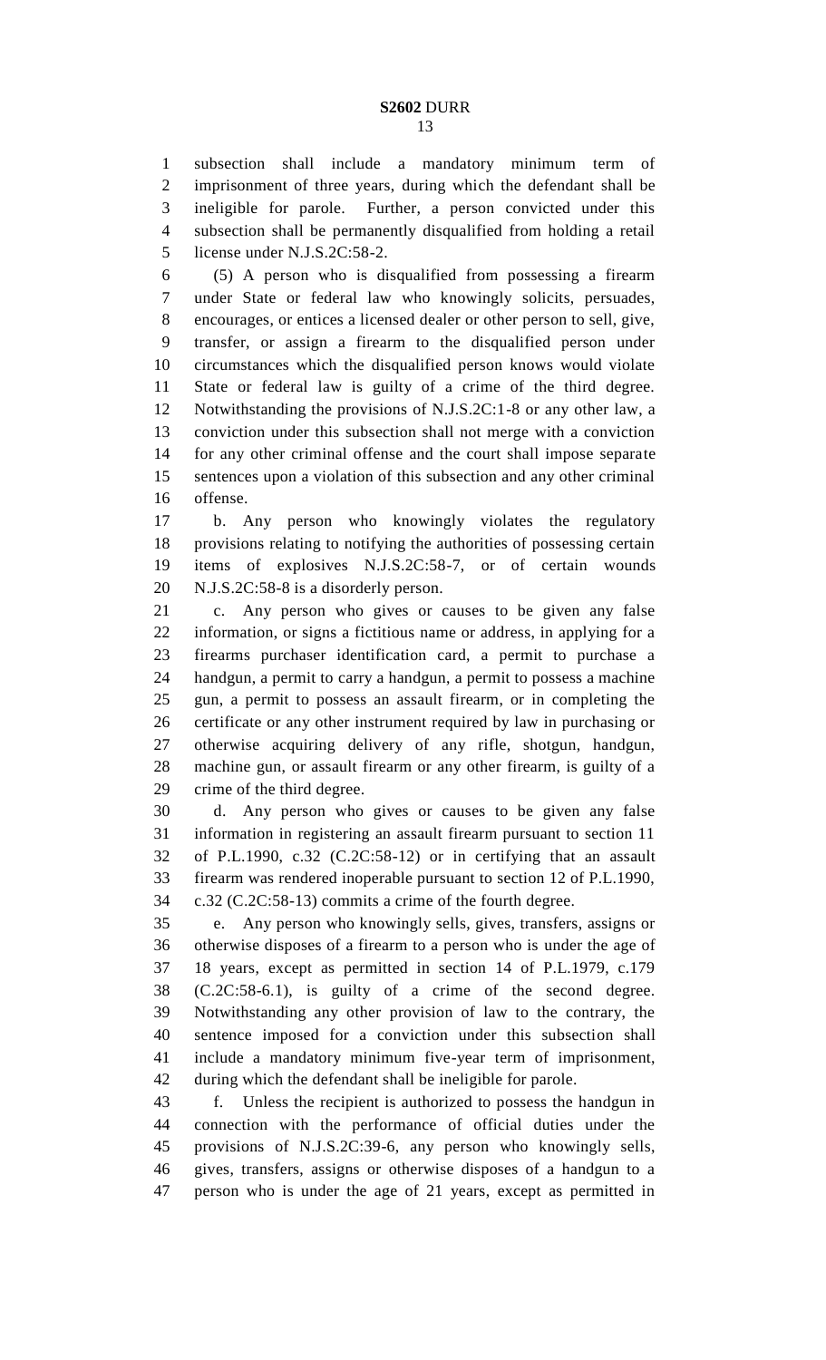subsection shall include a mandatory minimum term of imprisonment of three years, during which the defendant shall be ineligible for parole. Further, a person convicted under this subsection shall be permanently disqualified from holding a retail license under N.J.S.2C:58-2.

(5) A person who is disqualified from possessing a firearm under State or federal law who knowingly solicits, persuades, encourages, or entices a licensed dealer or other person to sell, give, transfer, or assign a firearm to the disqualified person under circumstances which the disqualified person knows would violate State or federal law is guilty of a crime of the third degree. Notwithstanding the provisions of N.J.S.2C:1-8 or any other law, a conviction under this subsection shall not merge with a conviction for any other criminal offense and the court shall impose separate sentences upon a violation of this subsection and any other criminal offense.

b. Any person who knowingly violates the regulatory provisions relating to notifying the authorities of possessing certain items of explosives N.J.S.2C:58-7, or of certain wounds N.J.S.2C:58-8 is a disorderly person.

c. Any person who gives or causes to be given any false information, or signs a fictitious name or address, in applying for a firearms purchaser identification card, a permit to purchase a handgun, a permit to carry a handgun, a permit to possess a machine gun, a permit to possess an assault firearm, or in completing the certificate or any other instrument required by law in purchasing or otherwise acquiring delivery of any rifle, shotgun, handgun, machine gun, or assault firearm or any other firearm, is guilty of a crime of the third degree.

d. Any person who gives or causes to be given any false information in registering an assault firearm pursuant to section 11 of P.L.1990, c.32 (C.2C:58-12) or in certifying that an assault firearm was rendered inoperable pursuant to section 12 of P.L.1990, c.32 (C.2C:58-13) commits a crime of the fourth degree.

e. Any person who knowingly sells, gives, transfers, assigns or otherwise disposes of a firearm to a person who is under the age of 18 years, except as permitted in section 14 of P.L.1979, c.179 (C.2C:58-6.1), is guilty of a crime of the second degree. Notwithstanding any other provision of law to the contrary, the sentence imposed for a conviction under this subsection shall include a mandatory minimum five-year term of imprisonment, during which the defendant shall be ineligible for parole.

f. Unless the recipient is authorized to possess the handgun in connection with the performance of official duties under the provisions of N.J.S.2C:39-6, any person who knowingly sells, gives, transfers, assigns or otherwise disposes of a handgun to a person who is under the age of 21 years, except as permitted in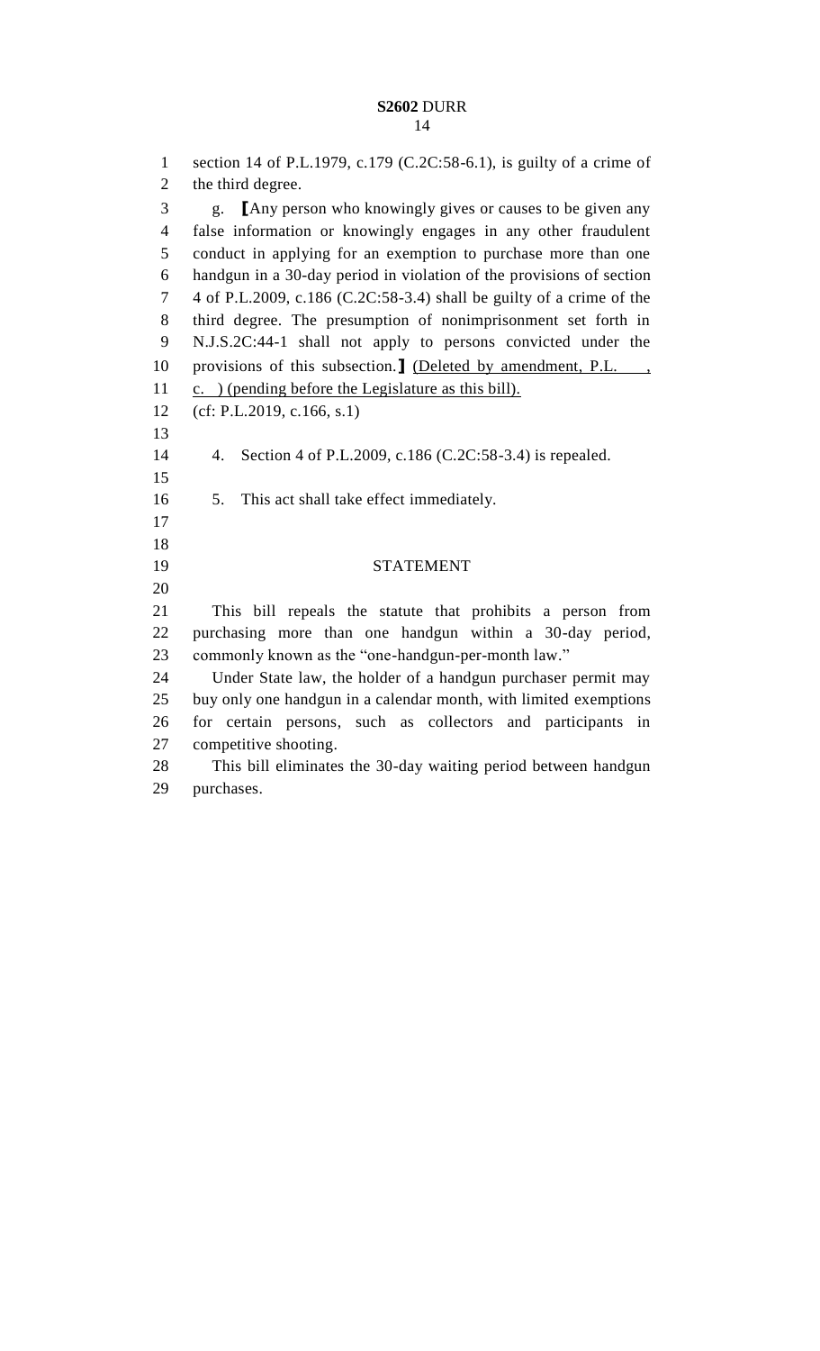section 14 of P.L.1979, c.179 (C.2C:58-6.1), is guilty of a crime of the third degree.

g. [Any person who knowingly gives or causes to be given any false information or knowingly engages in any other fraudulent conduct in applying for an exemption to purchase more than one handgun in a 30-day period in violation of the provisions of section 4 of P.L.2009, c.186 (C.2C:58-3.4) shall be guilty of a crime of the third degree. The presumption of nonimprisonment set forth in N.J.S.2C:44-1 shall not apply to persons convicted under the provisions of this subsection.] <u>(Deleted by amendment, P.L. , c. ) (pending before the Legislature as this bill).</u>

(cf: P.L.2019, c.166, s.1)

4. Section 4 of P.L.2009, c.186 (C.2C:58-3.4) is repealed.

5. This act shall take effect immediately.

## STATEMENT

This bill repeals the statute that prohibits a person from purchasing more than one handgun within a 30-day period, commonly known as the "one-handgun-per-month law."

Under State law, the holder of a handgun purchaser permit may buy only one handgun in a calendar month, with limited exemptions for certain persons, such as collectors and participants in competitive shooting.

This bill eliminates the 30-day waiting period between handgun purchases.